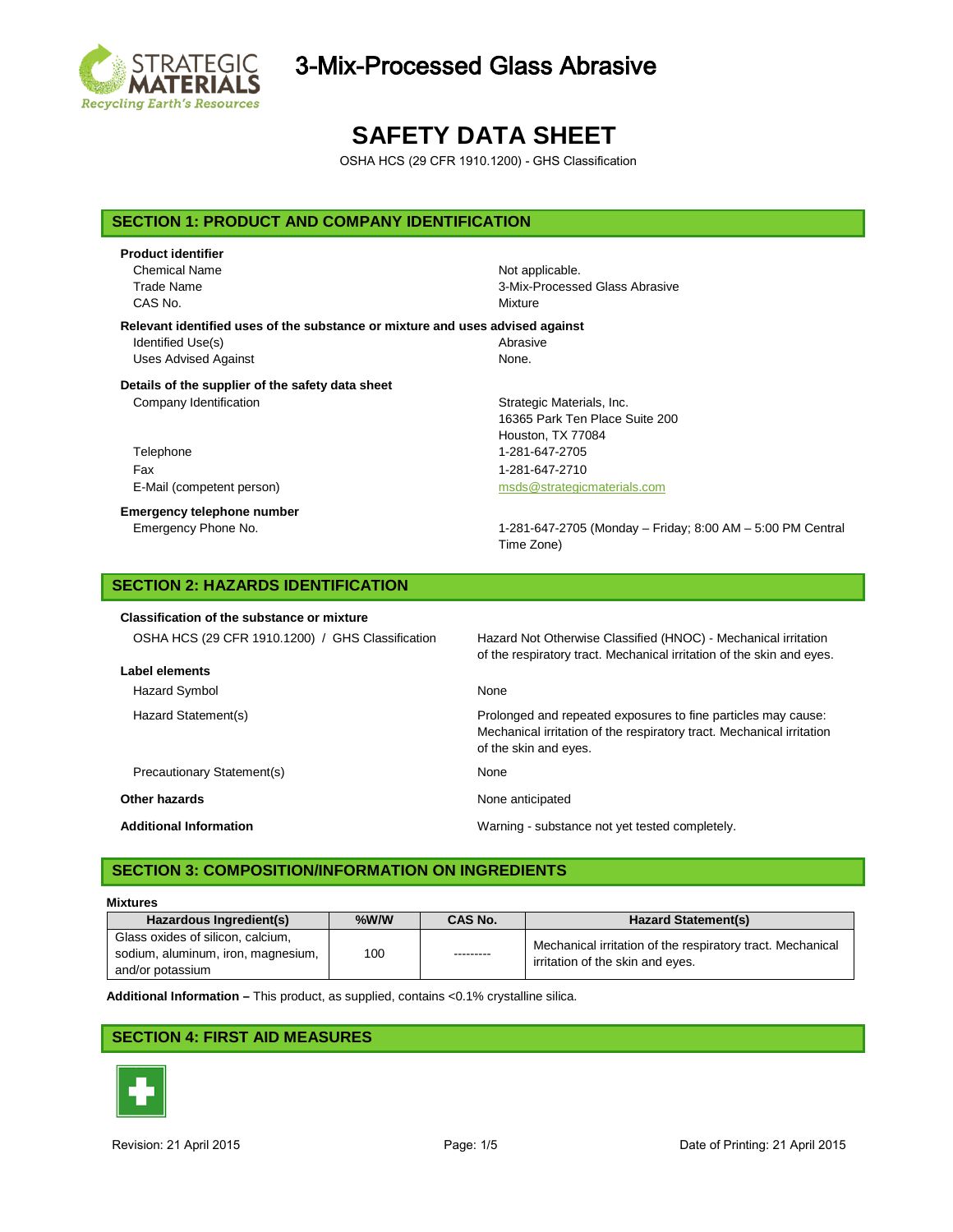# 3-Mix-Processed Glass Abrasive

# SAFETY DATA SHEET

OSHA HCS (29 CFR 1910.1200) - GHS Classification

## SECTION 1: PRODUCT AND COMPANY IDENTIFICATION

**Product identifier**

| | |
|---|---|
| Chemical Name | Not applicable. |
| Trade Name | 3-Mix-Processed Glass Abrasive |
| CAS No. | Mixture |

**Relevant identified uses of the substance or mixture and uses advised against**

| | |
|---|---|
| Identified Use(s) | Abrasive |
| Uses Advised Against | None. |

**Details of the supplier of the safety data sheet**

| | |
|---|---|
| Company Identification | Strategic Materials, Inc.<br>16365 Park Ten Place Suite 200<br>Houston, TX 77084 |
| Telephone | 1-281-647-2705 |
| Fax | 1-281-647-2710 |
| E-Mail (competent person) | msds@strategicmaterials.com |

**Emergency telephone number**

| | |
|---|---|
| Emergency Phone No. | 1-281-647-2705 (Monday – Friday; 8:00 AM – 5:00 PM Central Time Zone) |

## SECTION 2: HAZARDS IDENTIFICATION

**Classification of the substance or mixture**

| | |
|---|---|
| OSHA HCS (29 CFR 1910.1200) / GHS Classification | Hazard Not Otherwise Classified (HNOC) - Mechanical irritation of the respiratory tract. Mechanical irritation of the skin and eyes. |

**Label elements**

| | |
|---|---|
| Hazard Symbol | None |
| Hazard Statement(s) | Prolonged and repeated exposures to fine particles may cause: Mechanical irritation of the respiratory tract. Mechanical irritation of the skin and eyes. |
| Precautionary Statement(s) | None |

**Other hazards** — None anticipated

**Additional Information** — Warning - substance not yet tested completely.

## SECTION 3: COMPOSITION/INFORMATION ON INGREDIENTS

**Mixtures**

| Hazardous Ingredient(s) | %W/W | CAS No. | Hazard Statement(s) |
|---|---|---|---|
| Glass oxides of silicon, calcium, sodium, aluminum, iron, magnesium, and/or potassium | 100 | --------- | Mechanical irritation of the respiratory tract. Mechanical irritation of the skin and eyes. |

**Additional Information –** This product, as supplied, contains <0.1% crystalline silica.

## SECTION 4: FIRST AID MEASURES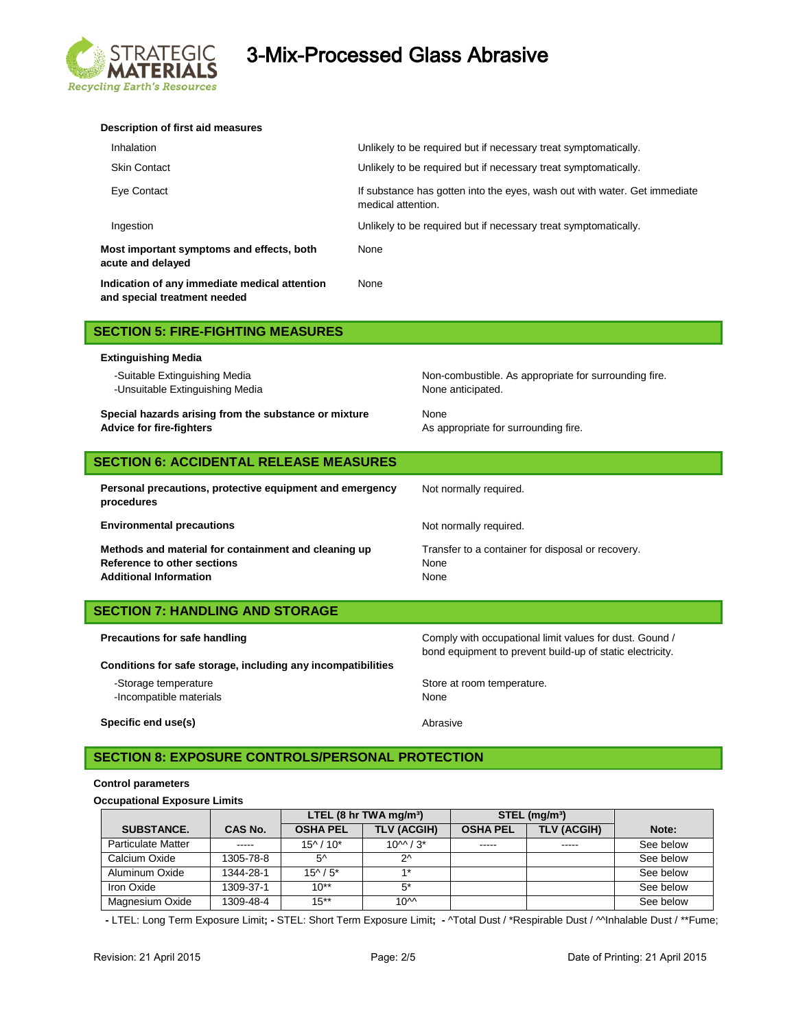**Description of first aid measures**

| | |
|---|---|
| Inhalation | Unlikely to be required but if necessary treat symptomatically. |
| Skin Contact | Unlikely to be required but if necessary treat symptomatically. |
| Eye Contact | If substance has gotten into the eyes, wash out with water. Get immediate medical attention. |
| Ingestion | Unlikely to be required but if necessary treat symptomatically. |
| **Most important symptoms and effects, both acute and delayed** | None |
| **Indication of any immediate medical attention and special treatment needed** | None |

## SECTION 5: FIRE-FIGHTING MEASURES

**Extinguishing Media**

| | |
|---|---|
| -Suitable Extinguishing Media | Non-combustible. As appropriate for surrounding fire. |
| -Unsuitable Extinguishing Media | None anticipated. |
| **Special hazards arising from the substance or mixture** | None |
| **Advice for fire-fighters** | As appropriate for surrounding fire. |

## SECTION 6: ACCIDENTAL RELEASE MEASURES

| | |
|---|---|
| **Personal precautions, protective equipment and emergency procedures** | Not normally required. |
| **Environmental precautions** | Not normally required. |
| **Methods and material for containment and cleaning up** | Transfer to a container for disposal or recovery. |
| **Reference to other sections** | None |
| **Additional Information** | None |

## SECTION 7: HANDLING AND STORAGE

| | |
|---|---|
| **Precautions for safe handling** | Comply with occupational limit values for dust. Gound / bond equipment to prevent build-up of static electricity. |

**Conditions for safe storage, including any incompatibilities**

| | |
|---|---|
| -Storage temperature | Store at room temperature. |
| -Incompatible materials | None |
| **Specific end use(s)** | Abrasive |

## SECTION 8: EXPOSURE CONTROLS/PERSONAL PROTECTION

**Control parameters**

**Occupational Exposure Limits**

| | | LTEL (8 hr TWA mg/m³) | | STEL (mg/m³) | | |
|---|---|---|---|---|---|---|
| **SUBSTANCE.** | **CAS No.** | **OSHA PEL** | **TLV (ACGIH)** | **OSHA PEL** | **TLV (ACGIH)** | **Note:** |
| Particulate Matter | ----- | 15^ / 10* | 10^^ / 3* | ----- | ----- | See below |
| Calcium Oxide | 1305-78-8 | 5^ | 2^ | | | See below |
| Aluminum Oxide | 1344-28-1 | 15^ / 5* | 1* | | | See below |
| Iron Oxide | 1309-37-1 | 10** | 5* | | | See below |
| Magnesium Oxide | 1309-48-4 | 15** | 10^^ | | | See below |

**-** LTEL: Long Term Exposure Limit**; -** STEL: Short Term Exposure Limit**; -** ^Total Dust / *Respirable Dust / ^^Inhalable Dust / **Fume;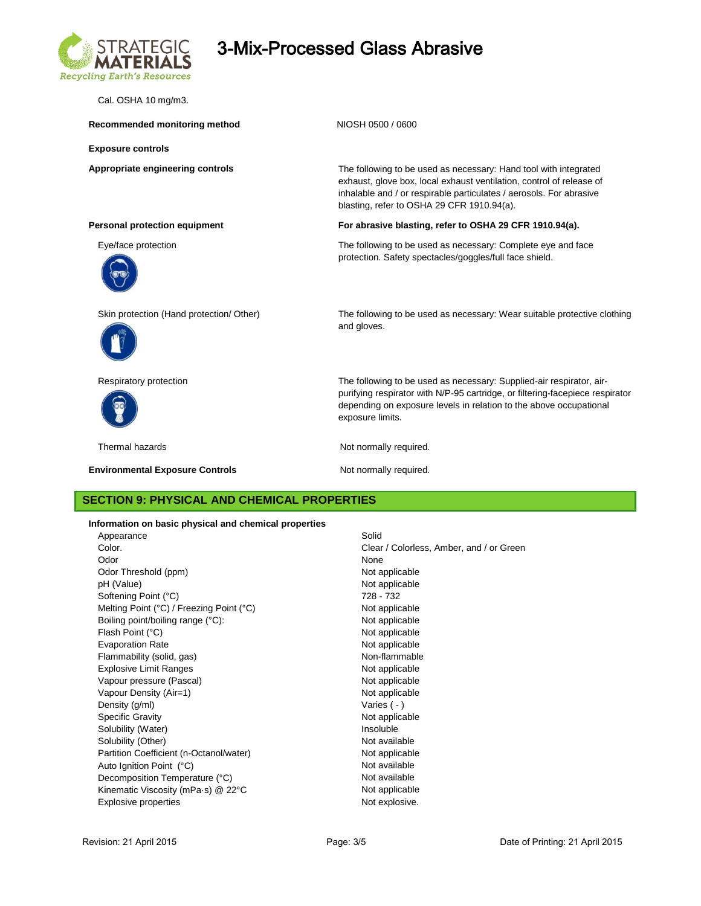Cal. OSHA 10 mg/m3.

**Recommended monitoring method** NIOSH 0500 / 0600

**Exposure controls**

**Appropriate engineering controls** The following to be used as necessary: Hand tool with integrated exhaust, glove box, local exhaust ventilation, control of release of inhalable and / or respirable particulates / aerosols. For abrasive blasting, refer to OSHA 29 CFR 1910.94(a).

**Personal protection equipment** **For abrasive blasting, refer to OSHA 29 CFR 1910.94(a).**

Eye/face protection — The following to be used as necessary: Complete eye and face protection. Safety spectacles/goggles/full face shield.

Skin protection (Hand protection/ Other) — The following to be used as necessary: Wear suitable protective clothing and gloves.

Respiratory protection — The following to be used as necessary: Supplied-air respirator, air-purifying respirator with N/P-95 cartridge, or filtering-facepiece respirator depending on exposure levels in relation to the above occupational exposure limits.

Thermal hazards — Not normally required.

**Environmental Exposure Controls** — Not normally required.

## SECTION 9: PHYSICAL AND CHEMICAL PROPERTIES

**Information on basic physical and chemical properties**

| Property | Value |
|---|---|
| Appearance | Solid |
| Color. | Clear / Colorless, Amber, and / or Green |
| Odor | None |
| Odor Threshold (ppm) | Not applicable |
| pH (Value) | Not applicable |
| Softening Point (°C) | 728 - 732 |
| Melting Point (°C) / Freezing Point (°C) | Not applicable |
| Boiling point/boiling range (°C): | Not applicable |
| Flash Point (°C) | Not applicable |
| Evaporation Rate | Not applicable |
| Flammability (solid, gas) | Non-flammable |
| Explosive Limit Ranges | Not applicable |
| Vapour pressure (Pascal) | Not applicable |
| Vapour Density (Air=1) | Not applicable |
| Density (g/ml) | Varies ( - ) |
| Specific Gravity | Not applicable |
| Solubility (Water) | Insoluble |
| Solubility (Other) | Not available |
| Partition Coefficient (n-Octanol/water) | Not applicable |
| Auto Ignition Point (°C) | Not available |
| Decomposition Temperature (°C) | Not available |
| Kinematic Viscosity (mPa·s) @ 22°C | Not applicable |
| Explosive properties | Not explosive. |

Revision: 21 April 2015 Date of Printing: 21 April 2015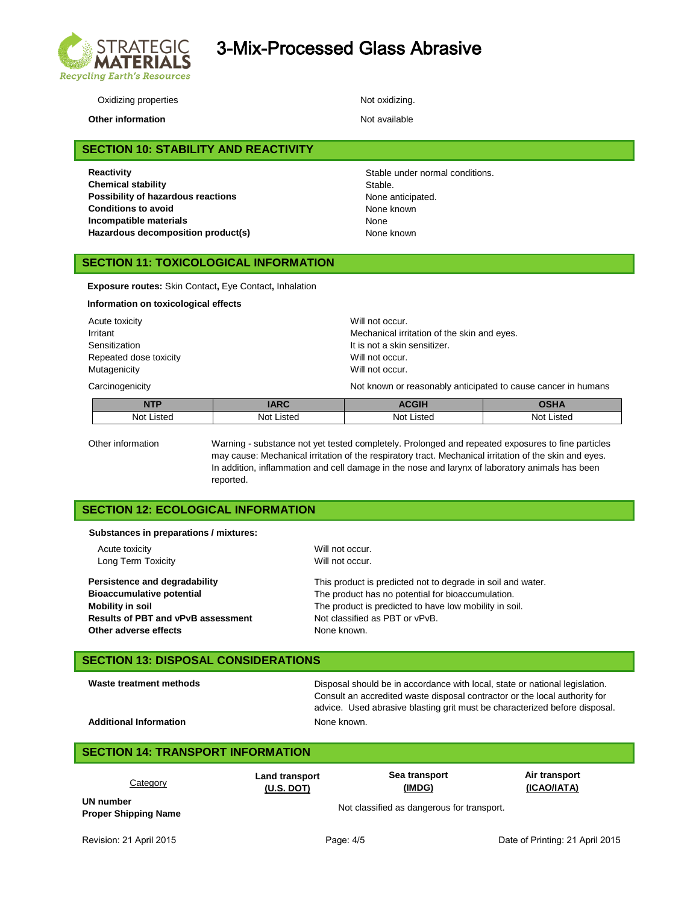| | |
|---|---|
| Oxidizing properties | Not oxidizing. |
| **Other information** | Not available |

## SECTION 10: STABILITY AND REACTIVITY

| | |
|---|---|
| **Reactivity** | Stable under normal conditions. |
| **Chemical stability** | Stable. |
| **Possibility of hazardous reactions** | None anticipated. |
| **Conditions to avoid** | None known |
| **Incompatible materials** | None |
| **Hazardous decomposition product(s)** | None known |

## SECTION 11: TOXICOLOGICAL INFORMATION

**Exposure routes:** Skin Contact**,** Eye Contact**,** Inhalation

**Information on toxicological effects**

| | |
|---|---|
| Acute toxicity | Will not occur. |
| Irritant | Mechanical irritation of the skin and eyes. |
| Sensitization | It is not a skin sensitizer. |
| Repeated dose toxicity | Will not occur. |
| Mutagenicity | Will not occur. |
| Carcinogenicity | Not known or reasonably anticipated to cause cancer in humans |

| NTP | IARC | ACGIH | OSHA |
|---|---|---|---|
| Not Listed | Not Listed | Not Listed | Not Listed |

Other information: Warning - substance not yet tested completely. Prolonged and repeated exposures to fine particles may cause: Mechanical irritation of the respiratory tract. Mechanical irritation of the skin and eyes. In addition, inflammation and cell damage in the nose and larynx of laboratory animals has been reported.

## SECTION 12: ECOLOGICAL INFORMATION

**Substances in preparations / mixtures:**

| | |
|---|---|
| Acute toxicity | Will not occur. |
| Long Term Toxicity | Will not occur. |
| **Persistence and degradability** | This product is predicted not to degrade in soil and water. |
| **Bioaccumulative potential** | The product has no potential for bioaccumulation. |
| **Mobility in soil** | The product is predicted to have low mobility in soil. |
| **Results of PBT and vPvB assessment** | Not classified as PBT or vPvB. |
| **Other adverse effects** | None known. |

## SECTION 13: DISPOSAL CONSIDERATIONS

| | |
|---|---|
| **Waste treatment methods** | Disposal should be in accordance with local, state or national legislation. Consult an accredited waste disposal contractor or the local authority for advice. Used abrasive blasting grit must be characterized before disposal. |
| **Additional Information** | None known. |

## SECTION 14: TRANSPORT INFORMATION

| Category | Land transport (U.S. DOT) | Sea transport (IMDG) | Air transport (ICAO/IATA) |
|---|---|---|---|
| **UN number** | Not classified as dangerous for transport. | | |
| **Proper Shipping Name** | | | |

Revision: 21 April 2015 | Date of Printing: 21 April 2015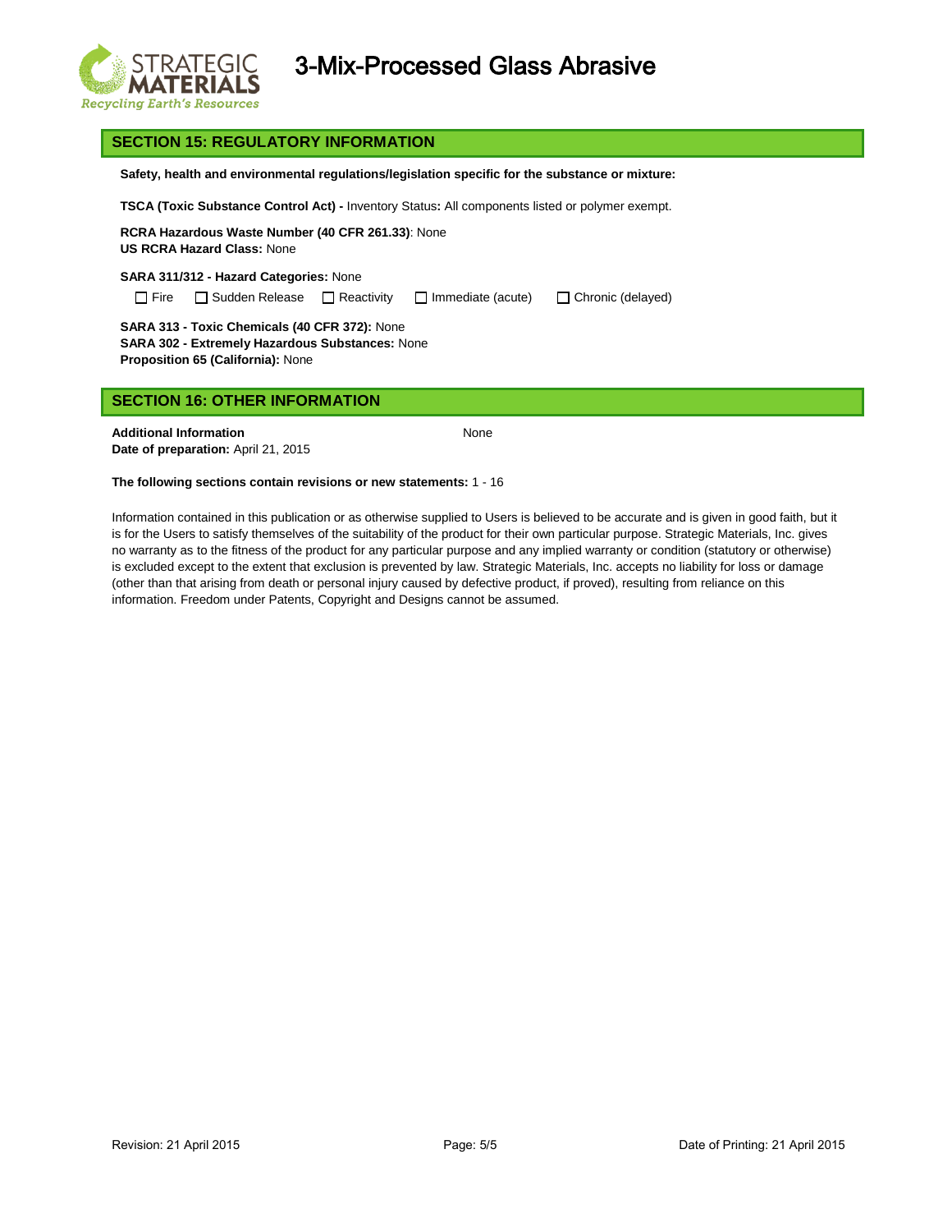## SECTION 15: REGULATORY INFORMATION

**Safety, health and environmental regulations/legislation specific for the substance or mixture:**

**TSCA (Toxic Substance Control Act) -** Inventory Status**:** All components listed or polymer exempt.

**RCRA Hazardous Waste Number (40 CFR 261.33)**: None
**US RCRA Hazard Class:** None

**SARA 311/312 - Hazard Categories:** None

☐ Fire ☐ Sudden Release ☐ Reactivity ☐ Immediate (acute) ☐ Chronic (delayed)

**SARA 313 - Toxic Chemicals (40 CFR 372):** None
**SARA 302 - Extremely Hazardous Substances:** None
**Proposition 65 (California):** None

## SECTION 16: OTHER INFORMATION

**Additional Information** None
**Date of preparation:** April 21, 2015

**The following sections contain revisions or new statements:** 1 - 16

Information contained in this publication or as otherwise supplied to Users is believed to be accurate and is given in good faith, but it is for the Users to satisfy themselves of the suitability of the product for their own particular purpose. Strategic Materials, Inc. gives no warranty as to the fitness of the product for any particular purpose and any implied warranty or condition (statutory or otherwise) is excluded except to the extent that exclusion is prevented by law. Strategic Materials, Inc. accepts no liability for loss or damage (other than that arising from death or personal injury caused by defective product, if proved), resulting from reliance on this information. Freedom under Patents, Copyright and Designs cannot be assumed.